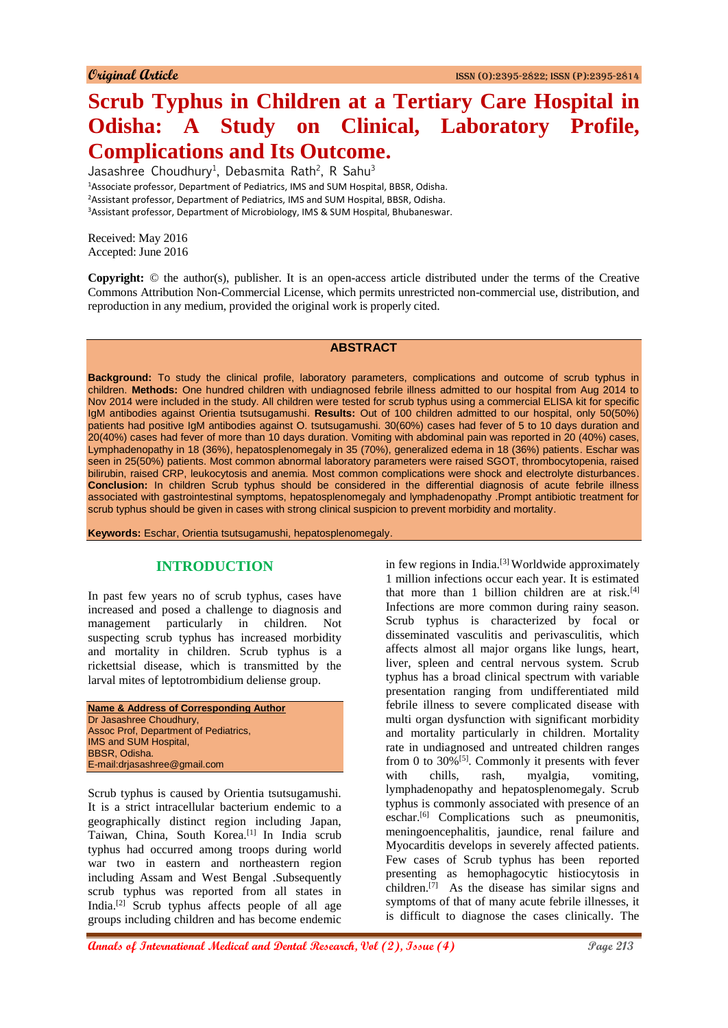**Original Article**

# Scrub Typhus in Children at a Tertiary Care Hospital in Odisha: A Study on Clinical, Laboratory Profile, Complications and Its Outcome.

Jasashree Choudhury[1], Debasmita Rath[2], R Sahu[3]

[1]Associate professor, Department of Pediatrics, IMS and SUM Hospital, BBSR, Odisha.
[2]Assistant professor, Department of Pediatrics, IMS and SUM Hospital, BBSR, Odisha.
[3]Assistant professor, Department of Microbiology, IMS & SUM Hospital, Bhubaneswar.

Received: May 2016
Accepted: June 2016

**Copyright:** © the author(s), publisher. It is an open-access article distributed under the terms of the Creative Commons Attribution Non-Commercial License, which permits unrestricted non-commercial use, distribution, and reproduction in any medium, provided the original work is properly cited.

## ABSTRACT

**Background:** To study the clinical profile, laboratory parameters, complications and outcome of scrub typhus in children. **Methods:** One hundred children with undiagnosed febrile illness admitted to our hospital from Aug 2014 to Nov 2014 were included in the study. All children were tested for scrub typhus using a commercial ELISA kit for specific IgM antibodies against Orientia tsutsugamushi. **Results:** Out of 100 children admitted to our hospital, only 50(50%) patients had positive IgM antibodies against O. tsutsugamushi. 30(60%) cases had fever of 5 to 10 days duration and 20(40%) cases had fever of more than 10 days duration. Vomiting with abdominal pain was reported in 20 (40%) cases, Lymphadenopathy in 18 (36%), hepatosplenomegaly in 35 (70%), generalized edema in 18 (36%) patients. Eschar was seen in 25(50%) patients. Most common abnormal laboratory parameters were raised SGOT, thrombocytopenia, raised bilirubin, raised CRP, leukocytosis and anemia. Most common complications were shock and electrolyte disturbances. **Conclusion:** In children Scrub typhus should be considered in the differential diagnosis of acute febrile illness associated with gastrointestinal symptoms, hepatosplenomegaly and lymphadenopathy .Prompt antibiotic treatment for scrub typhus should be given in cases with strong clinical suspicion to prevent morbidity and mortality.

**Keywords:** Eschar, Orientia tsutsugamushi, hepatosplenomegaly.

## INTRODUCTION

In past few years no of scrub typhus, cases have increased and posed a challenge to diagnosis and management particularly in children. Not suspecting scrub typhus has increased morbidity and mortality in children. Scrub typhus is a rickettsial disease, which is transmitted by the larval mites of leptotrombidium deliense group.

**Name & Address of Corresponding Author**
Dr Jasashree Choudhury,
Assoc Prof, Department of Pediatrics,
IMS and SUM Hospital,
BBSR, Odisha.
E-mail:drjasashree@gmail.com

Scrub typhus is caused by Orientia tsutsugamushi. It is a strict intracellular bacterium endemic to a geographically distinct region including Japan, Taiwan, China, South Korea.[1] In India scrub typhus had occurred among troops during world war two in eastern and northeastern region including Assam and West Bengal .Subsequently scrub typhus was reported from all states in India.[2] Scrub typhus affects people of all age groups including children and has become endemic in few regions in India.[3] Worldwide approximately 1 million infections occur each year. It is estimated that more than 1 billion children are at risk.[4] Infections are more common during rainy season. Scrub typhus is characterized by focal or disseminated vasculitis and perivasculitis, which affects almost all major organs like lungs, heart, liver, spleen and central nervous system. Scrub typhus has a broad clinical spectrum with variable presentation ranging from undifferentiated mild febrile illness to severe complicated disease with multi organ dysfunction with significant morbidity and mortality particularly in children. Mortality rate in undiagnosed and untreated children ranges from 0 to 30%[5]. Commonly it presents with fever with chills, rash, myalgia, vomiting, lymphadenopathy and hepatosplenomegaly. Scrub typhus is commonly associated with presence of an eschar.[6] Complications such as pneumonitis, meningoencephalitis, jaundice, renal failure and Myocarditis develops in severely affected patients. Few cases of Scrub typhus has been reported presenting as hemophagocytic histiocytosis in children.[7] As the disease has similar signs and symptoms of that of many acute febrile illnesses, it is difficult to diagnose the cases clinically. The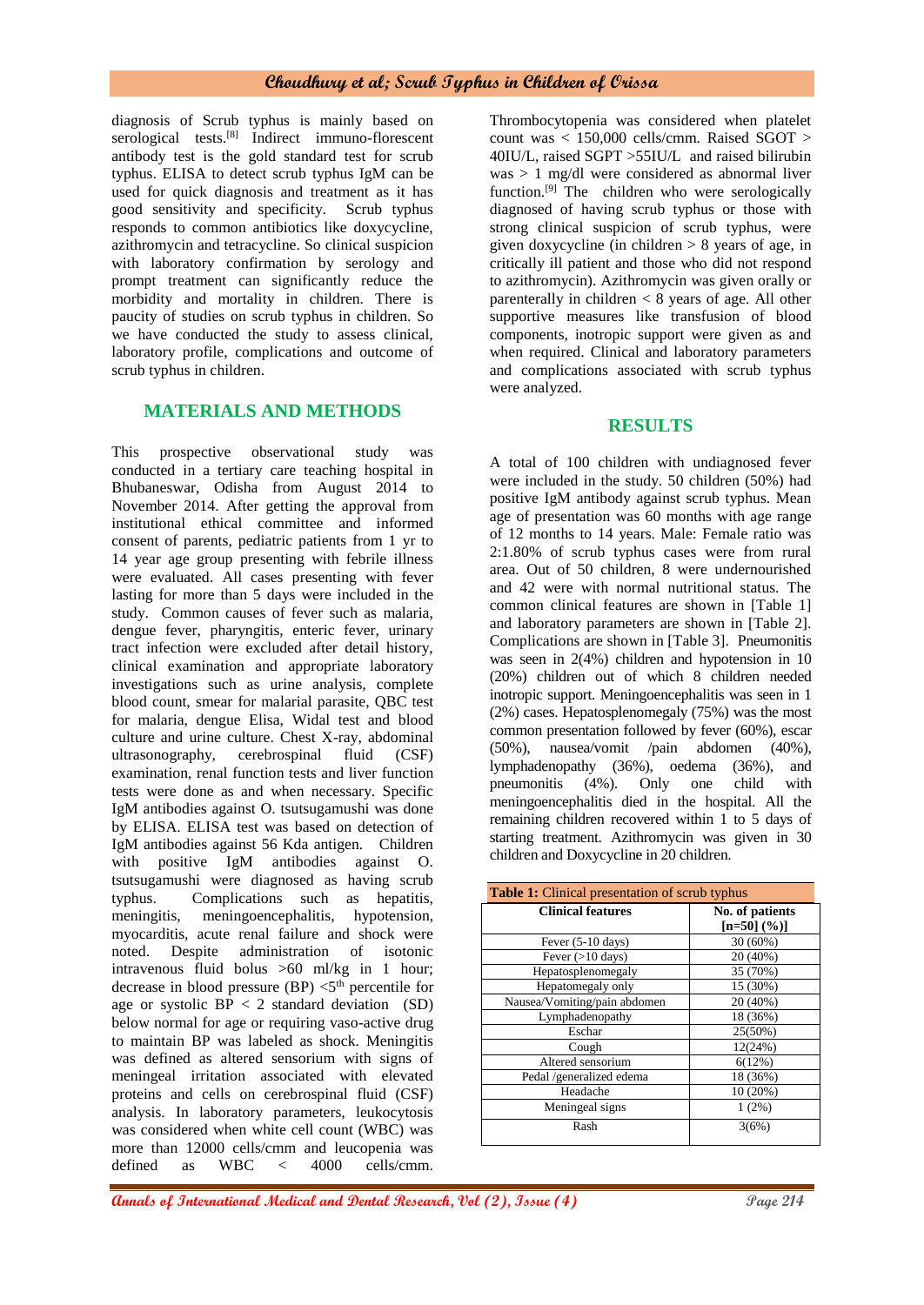diagnosis of Scrub typhus is mainly based on serological tests.[8] Indirect immuno-florescent antibody test is the gold standard test for scrub typhus. ELISA to detect scrub typhus IgM can be used for quick diagnosis and treatment as it has good sensitivity and specificity. Scrub typhus responds to common antibiotics like doxycycline, azithromycin and tetracycline. So clinical suspicion with laboratory confirmation by serology and prompt treatment can significantly reduce the morbidity and mortality in children. There is paucity of studies on scrub typhus in children. So we have conducted the study to assess clinical, laboratory profile, complications and outcome of scrub typhus in children.

## MATERIALS AND METHODS

This prospective observational study was conducted in a tertiary care teaching hospital in Bhubaneswar, Odisha from August 2014 to November 2014. After getting the approval from institutional ethical committee and informed consent of parents, pediatric patients from 1 yr to 14 year age group presenting with febrile illness were evaluated. All cases presenting with fever lasting for more than 5 days were included in the study. Common causes of fever such as malaria, dengue fever, pharyngitis, enteric fever, urinary tract infection were excluded after detail history, clinical examination and appropriate laboratory investigations such as urine analysis, complete blood count, smear for malarial parasite, QBC test for malaria, dengue Elisa, Widal test and blood culture and urine culture. Chest X-ray, abdominal ultrasonography, cerebrospinal fluid (CSF) examination, renal function tests and liver function tests were done as and when necessary. Specific IgM antibodies against O. tsutsugamushi was done by ELISA. ELISA test was based on detection of IgM antibodies against 56 Kda antigen. Children with positive IgM antibodies against O. tsutsugamushi were diagnosed as having scrub typhus. Complications such as hepatitis, meningitis, meningoencephalitis, hypotension, myocarditis, acute renal failure and shock were noted. Despite administration of isotonic intravenous fluid bolus >60 ml/kg in 1 hour; decrease in blood pressure (BP) <$5^{th}$ percentile for age or systolic BP < 2 standard deviation (SD) below normal for age or requiring vaso-active drug to maintain BP was labeled as shock. Meningitis was defined as altered sensorium with signs of meningeal irritation associated with elevated proteins and cells on cerebrospinal fluid (CSF) analysis. In laboratory parameters, leukocytosis was considered when white cell count (WBC) was more than 12000 cells/cmm and leucopenia was defined as WBC < 4000 cells/cmm. Thrombocytopenia was considered when platelet count was < 150,000 cells/cmm. Raised SGOT > 40IU/L, raised SGPT >55IU/L and raised bilirubin was > 1 mg/dl were considered as abnormal liver function.[9] The children who were serologically diagnosed of having scrub typhus or those with strong clinical suspicion of scrub typhus, were given doxycycline (in children > 8 years of age, in critically ill patient and those who did not respond to azithromycin). Azithromycin was given orally or parenterally in children < 8 years of age. All other supportive measures like transfusion of blood components, inotropic support were given as and when required. Clinical and laboratory parameters and complications associated with scrub typhus were analyzed.

## RESULTS

A total of 100 children with undiagnosed fever were included in the study. 50 children (50%) had positive IgM antibody against scrub typhus. Mean age of presentation was 60 months with age range of 12 months to 14 years. Male: Female ratio was 2:1.80% of scrub typhus cases were from rural area. Out of 50 children, 8 were undernourished and 42 were with normal nutritional status. The common clinical features are shown in [Table 1] and laboratory parameters are shown in [Table 2]. Complications are shown in [Table 3]. Pneumonitis was seen in 2(4%) children and hypotension in 10 (20%) children out of which 8 children needed inotropic support. Meningoencephalitis was seen in 1 (2%) cases. Hepatosplenomegaly (75%) was the most common presentation followed by fever (60%), escar (50%), nausea/vomit /pain abdomen (40%), lymphadenopathy (36%), oedema (36%), and pneumonitis (4%). Only one child with meningoencephalitis died in the hospital. All the remaining children recovered within 1 to 5 days of starting treatment. Azithromycin was given in 30 children and Doxycycline in 20 children.

**Table 1:** Clinical presentation of scrub typhus

| Clinical features | No. of patients [n=50] (%)] |
|---|---|
| Fever (5-10 days) | 30 (60%) |
| Fever (>10 days) | 20 (40%) |
| Hepatosplenomegaly | 35 (70%) |
| Hepatomegaly only | 15 (30%) |
| Nausea/Vomiting/pain abdomen | 20 (40%) |
| Lymphadenopathy | 18 (36%) |
| Eschar | 25(50%) |
| Cough | 12(24%) |
| Altered sensorium | 6(12%) |
| Pedal /generalized edema | 18 (36%) |
| Headache | 10 (20%) |
| Meningeal signs | 1 (2%) |
| Rash | 3(6%) |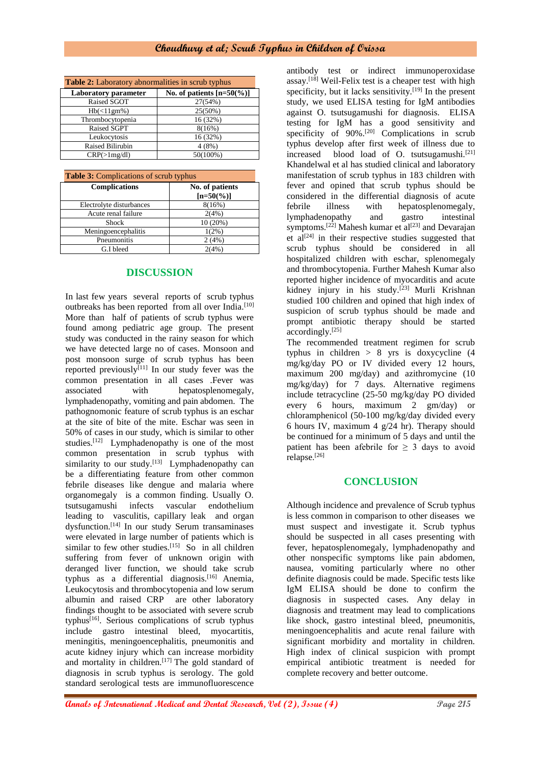**Table 2:** Laboratory abnormalities in scrub typhus

| Laboratory parameter | No. of patients [n=50(%)] |
|---|---|
| Raised SGOT | 27(54%) |
| Hb(<11gm%) | 25(50%) |
| Thrombocytopenia | 16 (32%) |
| Raised SGPT | 8(16%) |
| Leukocytosis | 16 (32%) |
| Raised Bilirubin | 4 (8%) |
| CRP(>1mg/dl) | 50(100%) |

**Table 3:** Complications of scrub typhus

| Complications | No. of patients [n=50(%)] |
|---|---|
| Electrolyte disturbances | 8(16%) |
| Acute renal failure | 2(4%) |
| Shock | 10 (20%) |
| Meningoencephalitis | 1(2%) |
| Pneumonitis | 2 (4%) |
| G.I bleed | 2(4%) |

## DISCUSSION

In last few years several reports of scrub typhus outbreaks has been reported from all over India.[10] More than half of patients of scrub typhus were found among pediatric age group. The present study was conducted in the rainy season for which we have detected large no of cases. Monsoon and post monsoon surge of scrub typhus has been reported previously[11] In our study fever was the common presentation in all cases .Fever was associated with hepatosplenomegaly, lymphadenopathy, vomiting and pain abdomen. The pathognomonic feature of scrub typhus is an eschar at the site of bite of the mite. Eschar was seen in 50% of cases in our study, which is similar to other studies.[12] Lymphadenopathy is one of the most common presentation in scrub typhus with similarity to our study.[13] Lymphadenopathy can be a differentiating feature from other common febrile diseases like dengue and malaria where organomegaly is a common finding. Usually O. tsutsugamushi infects vascular endothelium leading to vasculitis, capillary leak and organ dysfunction.[14] In our study Serum transaminases were elevated in large number of patients which is similar to few other studies.[15] So in all children suffering from fever of unknown origin with deranged liver function, we should take scrub typhus as a differential diagnosis.[16] Anemia, Leukocytosis and thrombocytopenia and low serum albumin and raised CRP are other laboratory findings thought to be associated with severe scrub typhus[16]. Serious complications of scrub typhus include gastro intestinal bleed, myocartitis, meningitis, meningoencephalitis, pneumonitis and acute kidney injury which can increase morbidity and mortality in children.[17] The gold standard of diagnosis in scrub typhus is serology. The gold standard serological tests are immunofluorescence antibody test or indirect immunoperoxidase assay.[18] Weil-Felix test is a cheaper test with high specificity, but it lacks sensitivity.[19] In the present study, we used ELISA testing for IgM antibodies against O. tsutsugamushi for diagnosis. ELISA testing for IgM has a good sensitivity and specificity of 90%.[20] Complications in scrub typhus develop after first week of illness due to increased blood load of O. tsutsugamushi.[21] Khandelwal et al has studied clinical and laboratory manifestation of scrub typhus in 183 children with fever and opined that scrub typhus should be considered in the differential diagnosis of acute febrile illness with hepatosplenomegaly, lymphadenopathy and gastro intestinal symptoms.[22] Mahesh kumar et al[23] and Devarajan et al[24] in their respective studies suggested that scrub typhus should be considered in all hospitalized children with eschar, splenomegaly and thrombocytopenia. Further Mahesh Kumar also reported higher incidence of myocarditis and acute kidney injury in his study.[23] Murli Krishnan studied 100 children and opined that high index of suspicion of scrub typhus should be made and prompt antibiotic therapy should be started accordingly.[25]

The recommended treatment regimen for scrub typhus in children > 8 yrs is doxycycline (4 mg/kg/day PO or IV divided every 12 hours, maximum 200 mg/day) and azithromycine (10 mg/kg/day) for 7 days. Alternative regimens include tetracycline (25-50 mg/kg/day PO divided every 6 hours, maximum 2 gm/day) or chloramphenicol (50-100 mg/kg/day divided every 6 hours IV, maximum 4 g/24 hr). Therapy should be continued for a minimum of 5 days and until the patient has been afebrile for ≥ 3 days to avoid relapse.[26]

## CONCLUSION

Although incidence and prevalence of Scrub typhus is less common in comparison to other diseases we must suspect and investigate it. Scrub typhus should be suspected in all cases presenting with fever, hepatosplenomegaly, lymphadenopathy and other nonspecific symptoms like pain abdomen, nausea, vomiting particularly where no other definite diagnosis could be made. Specific tests like IgM ELISA should be done to confirm the diagnosis in suspected cases. Any delay in diagnosis and treatment may lead to complications like shock, gastro intestinal bleed, pneumonitis, meningoencephalitis and acute renal failure with significant morbidity and mortality in children. High index of clinical suspicion with prompt empirical antibiotic treatment is needed for complete recovery and better outcome.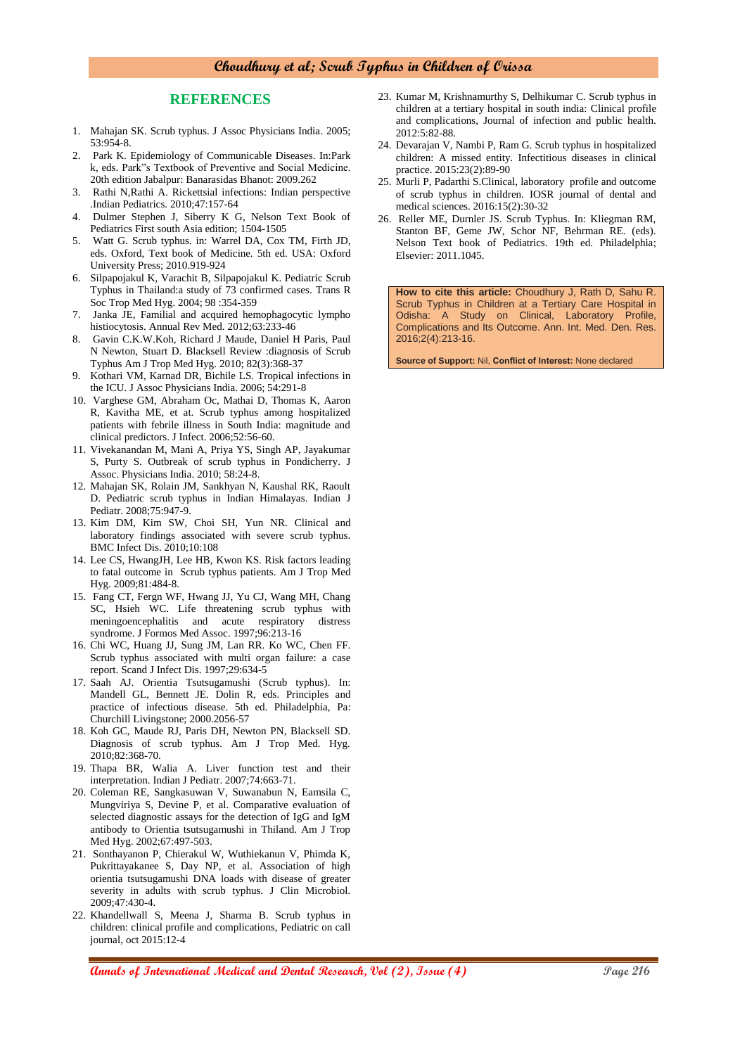## REFERENCES

1. Mahajan SK. Scrub typhus. J Assoc Physicians India. 2005; 53:954-8.
2. Park K. Epidemiology of Communicable Diseases. In:Park k, eds. Park"s Textbook of Preventive and Social Medicine. 20th edition Jabalpur: Banarasidas Bhanot: 2009.262
3. Rathi N,Rathi A. Rickettsial infections: Indian perspective .Indian Pediatrics. 2010;47:157-64
4. Dulmer Stephen J, Siberry K G, Nelson Text Book of Pediatrics First south Asia edition; 1504-1505
5. Watt G. Scrub typhus. in: Warrel DA, Cox TM, Firth JD, eds. Oxford, Text book of Medicine. 5th ed. USA: Oxford University Press; 2010.919-924
6. Silpapojakul K, Varachit B, Silpapojakul K. Pediatric Scrub Typhus in Thailand:a study of 73 confirmed cases. Trans R Soc Trop Med Hyg. 2004; 98 :354-359
7. Janka JE, Familial and acquired hemophagocytic lympho histiocytosis. Annual Rev Med. 2012;63:233-46
8. Gavin C.K.W.Koh, Richard J Maude, Daniel H Paris, Paul N Newton, Stuart D. Blacksell Review :diagnosis of Scrub Typhus Am J Trop Med Hyg. 2010; 82(3):368-37
9. Kothari VM, Karnad DR, Bichile LS. Tropical infections in the ICU. J Assoc Physicians India. 2006; 54:291-8
10. Varghese GM, Abraham Oc, Mathai D, Thomas K, Aaron R, Kavitha ME, et at. Scrub typhus among hospitalized patients with febrile illness in South India: magnitude and clinical predictors. J Infect. 2006;52:56-60.
11. Vivekanandan M, Mani A, Priya YS, Singh AP, Jayakumar S, Purty S. Outbreak of scrub typhus in Pondicherry. J Assoc. Physicians India. 2010; 58:24-8.
12. Mahajan SK, Rolain JM, Sankhyan N, Kaushal RK, Raoult D. Pediatric scrub typhus in Indian Himalayas. Indian J Pediatr. 2008;75:947-9.
13. Kim DM, Kim SW, Choi SH, Yun NR. Clinical and laboratory findings associated with severe scrub typhus. BMC Infect Dis. 2010;10:108
14. Lee CS, HwangJH, Lee HB, Kwon KS. Risk factors leading to fatal outcome in Scrub typhus patients. Am J Trop Med Hyg. 2009;81:484-8.
15. Fang CT, Fergn WF, Hwang JJ, Yu CJ, Wang MH, Chang SC, Hsieh WC. Life threatening scrub typhus with meningoencephalitis and acute respiratory distress syndrome. J Formos Med Assoc. 1997;96:213-16
16. Chi WC, Huang JJ, Sung JM, Lan RR. Ko WC, Chen FF. Scrub typhus associated with multi organ failure: a case report. Scand J Infect Dis. 1997;29:634-5
17. Saah AJ. Orientia Tsutsugamushi (Scrub typhus). In: Mandell GL, Bennett JE. Dolin R, eds. Principles and practice of infectious disease. 5th ed. Philadelphia, Pa: Churchill Livingstone; 2000.2056-57
18. Koh GC, Maude RJ, Paris DH, Newton PN, Blacksell SD. Diagnosis of scrub typhus. Am J Trop Med. Hyg. 2010;82:368-70.
19. Thapa BR, Walia A. Liver function test and their interpretation. Indian J Pediatr. 2007;74:663-71.
20. Coleman RE, Sangkasuwan V, Suwanabun N, Eamsila C, Mungviriya S, Devine P, et al. Comparative evaluation of selected diagnostic assays for the detection of IgG and IgM antibody to Orientia tsutsugamushi in Thiland. Am J Trop Med Hyg. 2002;67:497-503.
21. Sonthayanon P, Chierakul W, Wuthiekanun V, Phimda K, Pukrittayakanee S, Day NP, et al. Association of high orientia tsutsugamushi DNA loads with disease of greater severity in adults with scrub typhus. J Clin Microbiol. 2009;47:430-4.
22. Khandellwall S, Meena J, Sharma B. Scrub typhus in children: clinical profile and complications, Pediatric on call journal, oct 2015:12-4
23. Kumar M, Krishnamurthy S, Delhikumar C. Scrub typhus in children at a tertiary hospital in south india: Clinical profile and complications, Journal of infection and public health. 2012:5:82-88.
24. Devarajan V, Nambi P, Ram G. Scrub typhus in hospitalized children: A missed entity. Infectitious diseases in clinical practice. 2015:23(2):89-90
25. Murli P, Padarthi S.Clinical, laboratory profile and outcome of scrub typhus in children. IOSR journal of dental and medical sciences. 2016:15(2):30-32
26. Reller ME, Durnler JS. Scrub Typhus. In: Kliegman RM, Stanton BF, Geme JW, Schor NF, Behrman RE. (eds). Nelson Text book of Pediatrics. 19th ed. Philadelphia; Elsevier: 2011.1045.

**How to cite this article:** Choudhury J, Rath D, Sahu R. Scrub Typhus in Children at a Tertiary Care Hospital in Odisha: A Study on Clinical, Laboratory Profile, Complications and Its Outcome. Ann. Int. Med. Den. Res. 2016;2(4):213-16.

**Source of Support:** Nil, **Conflict of Interest:** None declared